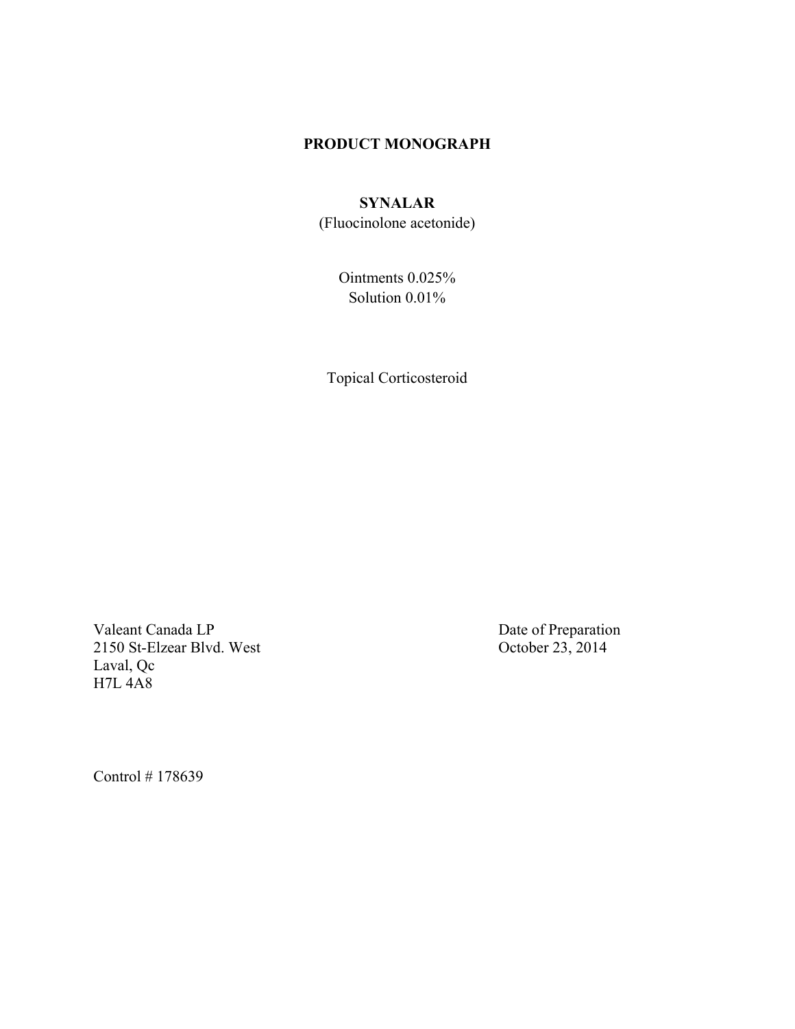# PRODUCT MONOGRAPH

## SYNALAR

(Fluocinolone acetonide)

Ointments 0.025%
Solution 0.01%

Topical Corticosteroid

Valeant Canada LP
2150 St-Elzear Blvd. West
Laval, Qc
H7L 4A8

Date of Preparation
October 23, 2014

Control # 178639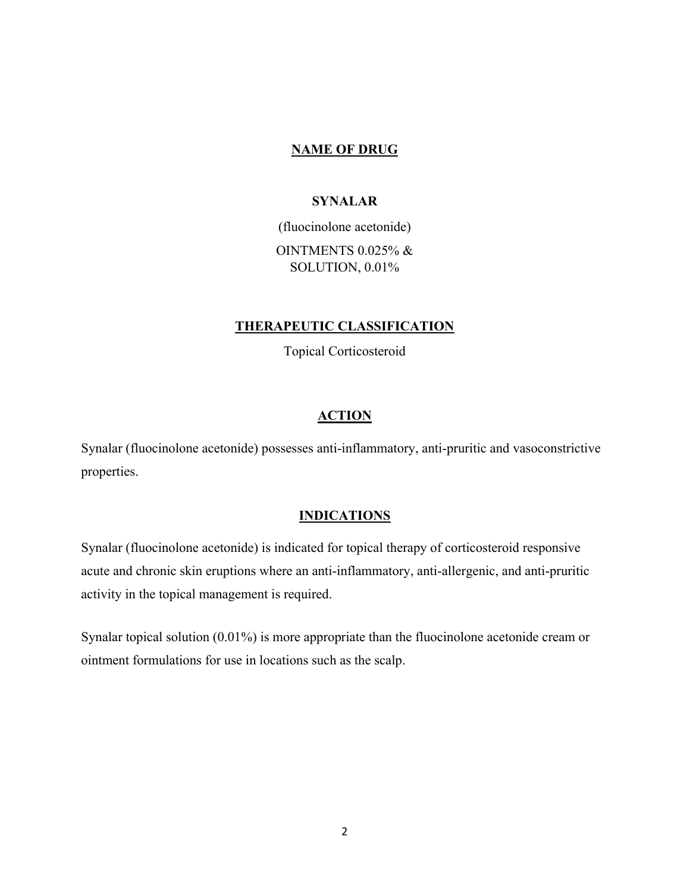## NAME OF DRUG

**SYNALAR**

(fluocinolone acetonide)

OINTMENTS 0.025% &
SOLUTION, 0.01%

## THERAPEUTIC CLASSIFICATION

Topical Corticosteroid

## ACTION

Synalar (fluocinolone acetonide) possesses anti-inflammatory, anti-pruritic and vasoconstrictive properties.

## INDICATIONS

Synalar (fluocinolone acetonide) is indicated for topical therapy of corticosteroid responsive acute and chronic skin eruptions where an anti-inflammatory, anti-allergenic, and anti-pruritic activity in the topical management is required.

Synalar topical solution (0.01%) is more appropriate than the fluocinolone acetonide cream or ointment formulations for use in locations such as the scalp.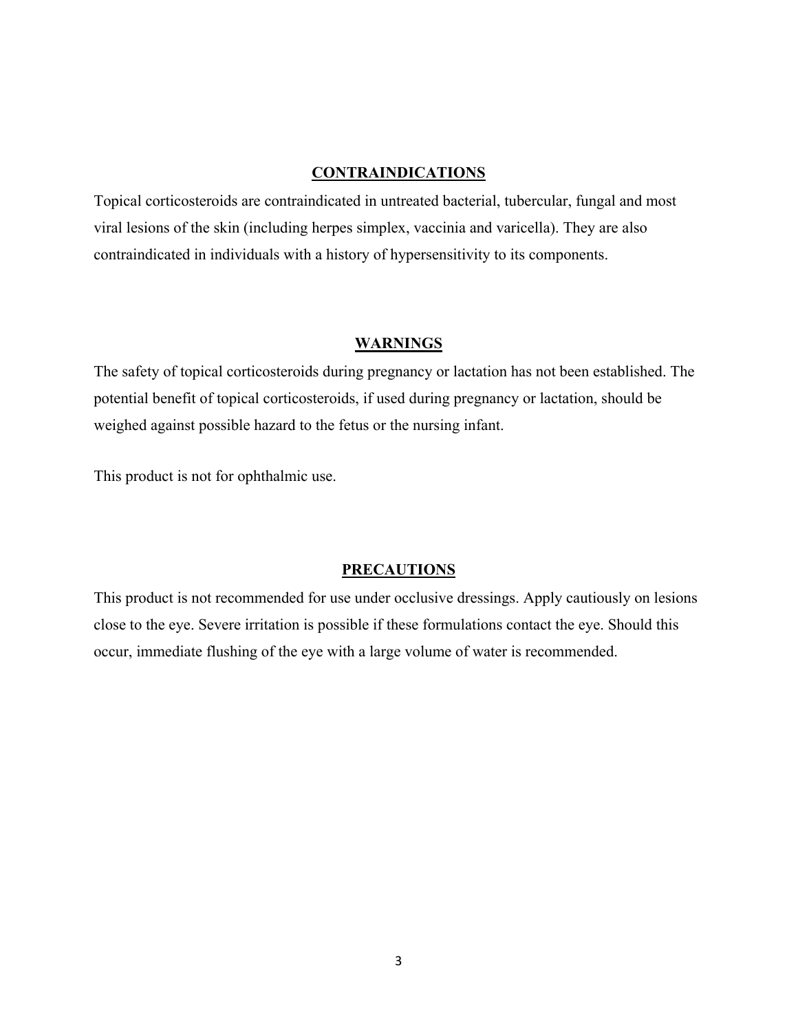## CONTRAINDICATIONS

Topical corticosteroids are contraindicated in untreated bacterial, tubercular, fungal and most viral lesions of the skin (including herpes simplex, vaccinia and varicella). They are also contraindicated in individuals with a history of hypersensitivity to its components.

## WARNINGS

The safety of topical corticosteroids during pregnancy or lactation has not been established. The potential benefit of topical corticosteroids, if used during pregnancy or lactation, should be weighed against possible hazard to the fetus or the nursing infant.

This product is not for ophthalmic use.

## PRECAUTIONS

This product is not recommended for use under occlusive dressings. Apply cautiously on lesions close to the eye. Severe irritation is possible if these formulations contact the eye. Should this occur, immediate flushing of the eye with a large volume of water is recommended.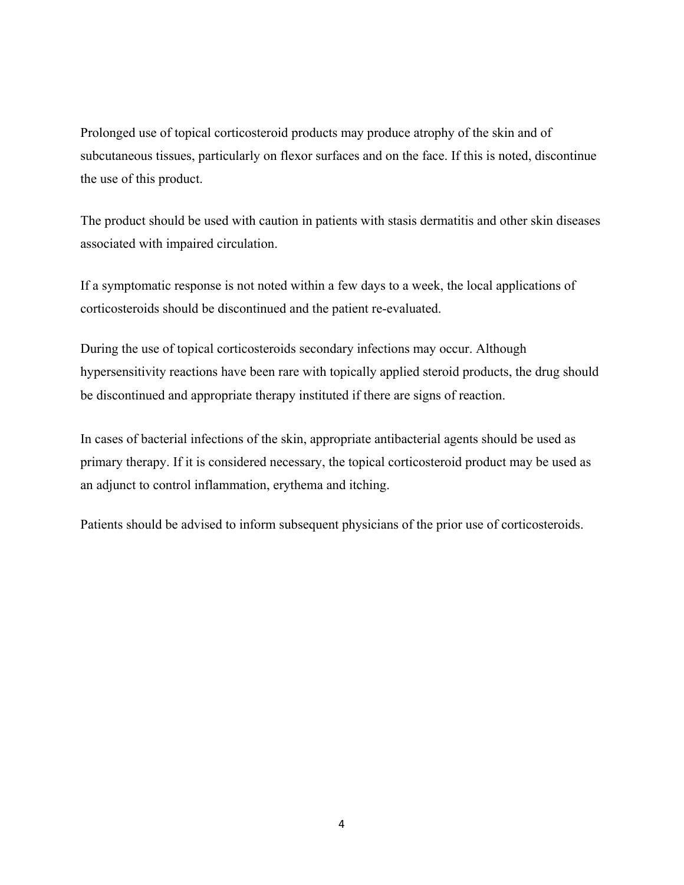Prolonged use of topical corticosteroid products may produce atrophy of the skin and of subcutaneous tissues, particularly on flexor surfaces and on the face. If this is noted, discontinue the use of this product.

The product should be used with caution in patients with stasis dermatitis and other skin diseases associated with impaired circulation.

If a symptomatic response is not noted within a few days to a week, the local applications of corticosteroids should be discontinued and the patient re-evaluated.

During the use of topical corticosteroids secondary infections may occur. Although hypersensitivity reactions have been rare with topically applied steroid products, the drug should be discontinued and appropriate therapy instituted if there are signs of reaction.

In cases of bacterial infections of the skin, appropriate antibacterial agents should be used as primary therapy. If it is considered necessary, the topical corticosteroid product may be used as an adjunct to control inflammation, erythema and itching.

Patients should be advised to inform subsequent physicians of the prior use of corticosteroids.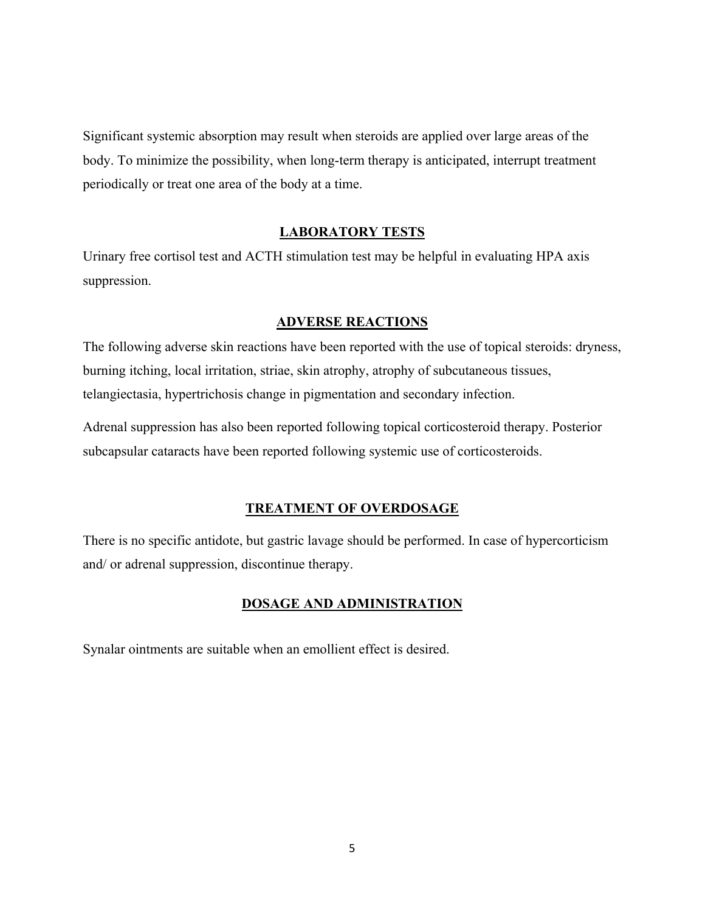Significant systemic absorption may result when steroids are applied over large areas of the body. To minimize the possibility, when long-term therapy is anticipated, interrupt treatment periodically or treat one area of the body at a time.

## LABORATORY TESTS

Urinary free cortisol test and ACTH stimulation test may be helpful in evaluating HPA axis suppression.

## ADVERSE REACTIONS

The following adverse skin reactions have been reported with the use of topical steroids: dryness, burning itching, local irritation, striae, skin atrophy, atrophy of subcutaneous tissues, telangiectasia, hypertrichosis change in pigmentation and secondary infection.

Adrenal suppression has also been reported following topical corticosteroid therapy. Posterior subcapsular cataracts have been reported following systemic use of corticosteroids.

## TREATMENT OF OVERDOSAGE

There is no specific antidote, but gastric lavage should be performed. In case of hypercorticism and/ or adrenal suppression, discontinue therapy.

## DOSAGE AND ADMINISTRATION

Synalar ointments are suitable when an emollient effect is desired.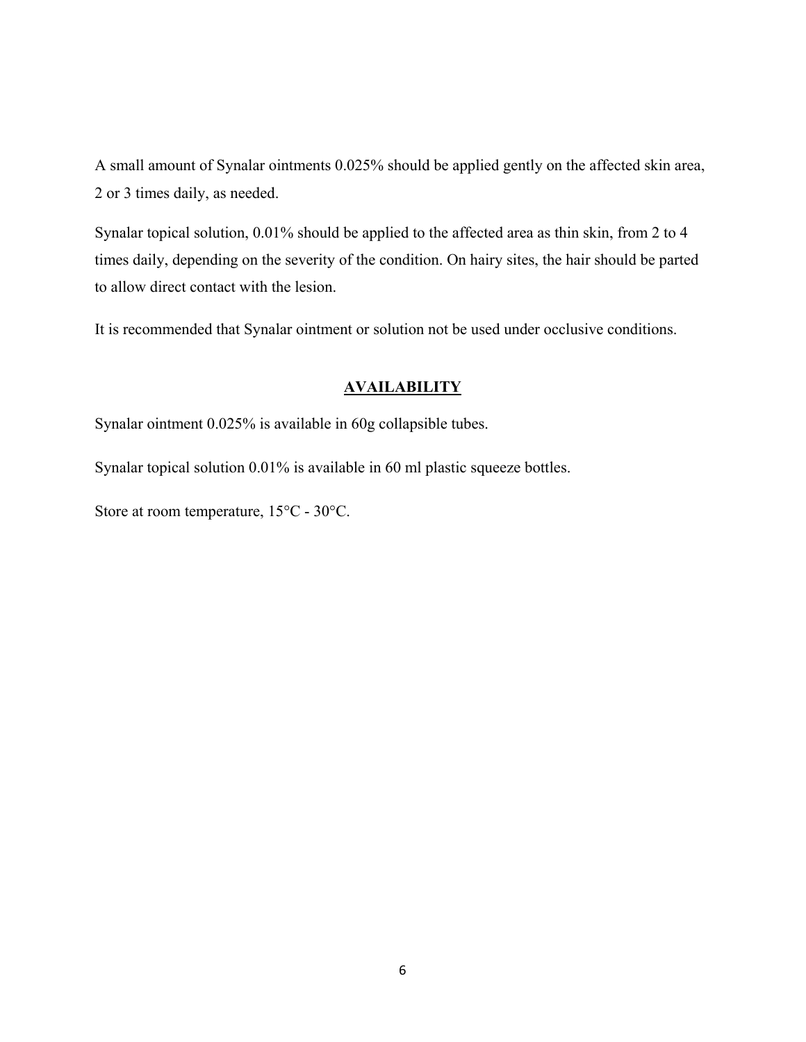A small amount of Synalar ointments 0.025% should be applied gently on the affected skin area, 2 or 3 times daily, as needed.

Synalar topical solution, 0.01% should be applied to the affected area as thin skin, from 2 to 4 times daily, depending on the severity of the condition. On hairy sites, the hair should be parted to allow direct contact with the lesion.

It is recommended that Synalar ointment or solution not be used under occlusive conditions.

## AVAILABILITY

Synalar ointment 0.025% is available in 60g collapsible tubes.

Synalar topical solution 0.01% is available in 60 ml plastic squeeze bottles.

Store at room temperature, 15°C - 30°C.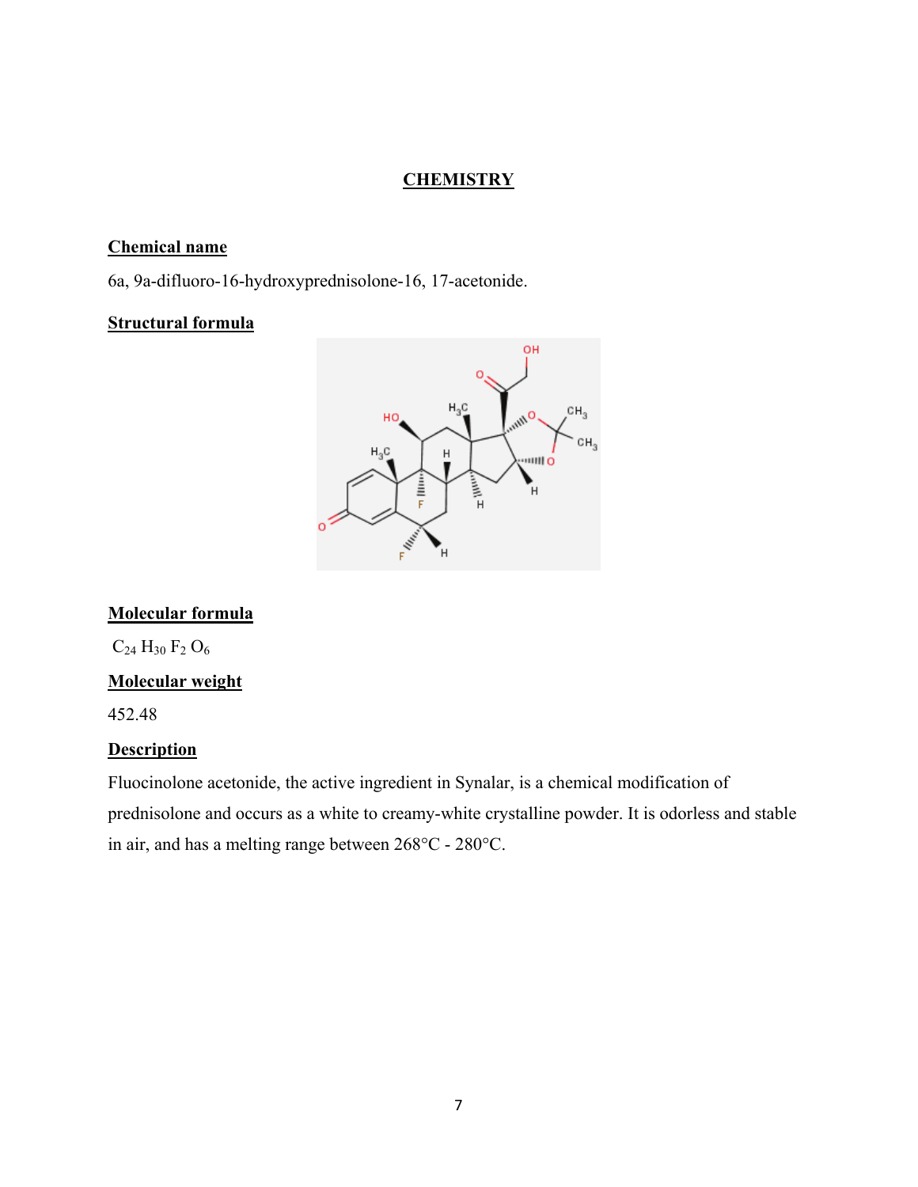## CHEMISTRY

### Chemical name

6a, 9a-difluoro-16-hydroxyprednisolone-16, 17-acetonide.

### Structural formula

### Molecular formula

$C_{24} H_{30} F_2 O_6$

### Molecular weight

452.48

### Description

Fluocinolone acetonide, the active ingredient in Synalar, is a chemical modification of prednisolone and occurs as a white to creamy-white crystalline powder. It is odorless and stable in air, and has a melting range between 268°C - 280°C.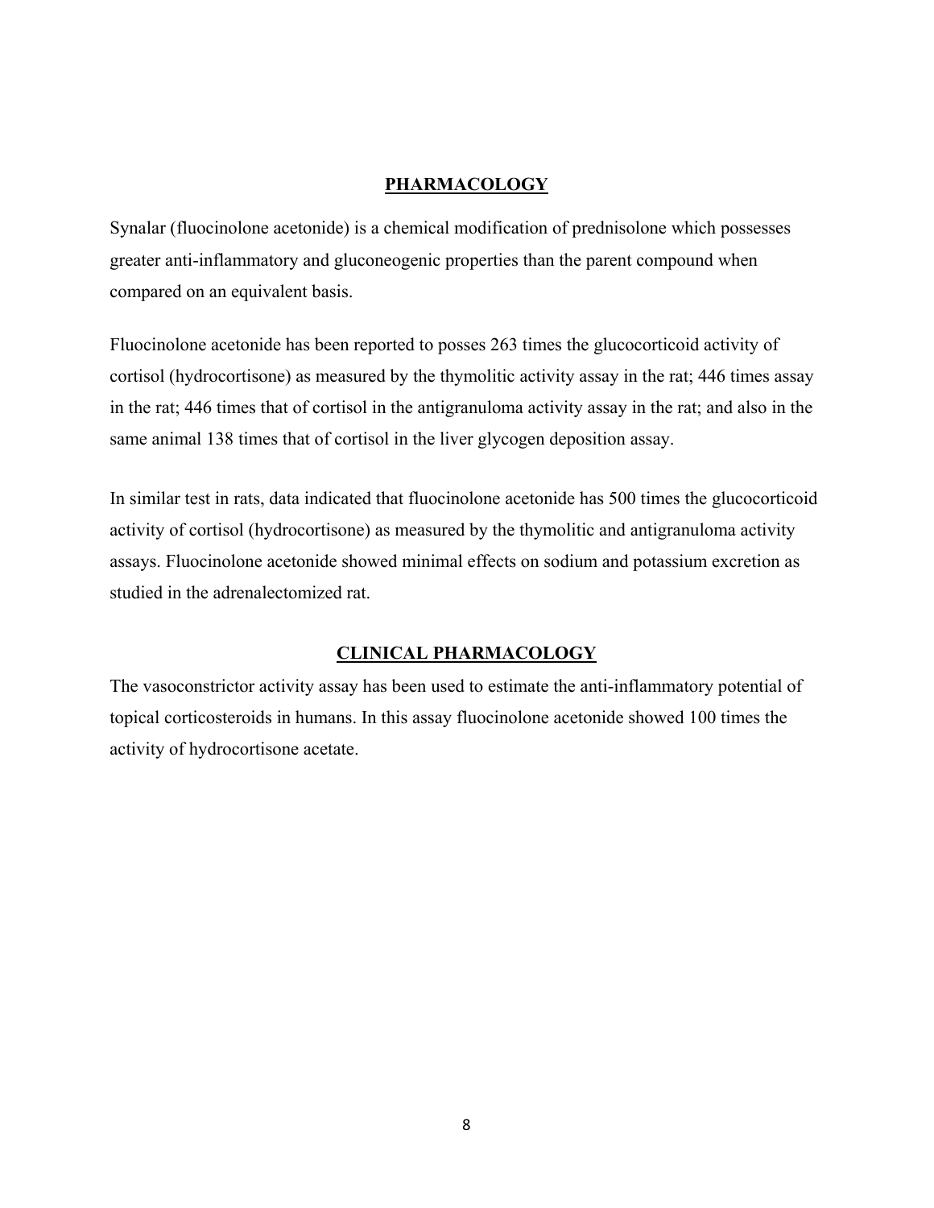## PHARMACOLOGY

Synalar (fluocinolone acetonide) is a chemical modification of prednisolone which possesses greater anti-inflammatory and gluconeogenic properties than the parent compound when compared on an equivalent basis.

Fluocinolone acetonide has been reported to posses 263 times the glucocorticoid activity of cortisol (hydrocortisone) as measured by the thymolitic activity assay in the rat; 446 times assay in the rat; 446 times that of cortisol in the antigranuloma activity assay in the rat; and also in the same animal 138 times that of cortisol in the liver glycogen deposition assay.

In similar test in rats, data indicated that fluocinolone acetonide has 500 times the glucocorticoid activity of cortisol (hydrocortisone) as measured by the thymolitic and antigranuloma activity assays. Fluocinolone acetonide showed minimal effects on sodium and potassium excretion as studied in the adrenalectomized rat.

## CLINICAL PHARMACOLOGY

The vasoconstrictor activity assay has been used to estimate the anti-inflammatory potential of topical corticosteroids in humans. In this assay fluocinolone acetonide showed 100 times the activity of hydrocortisone acetate.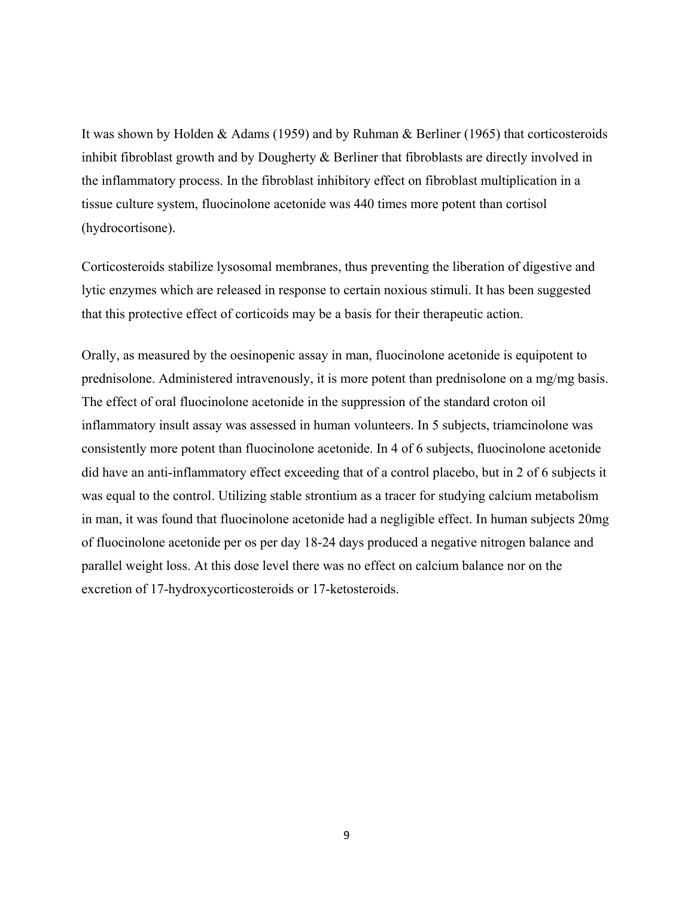It was shown by Holden & Adams (1959) and by Ruhman & Berliner (1965) that corticosteroids inhibit fibroblast growth and by Dougherty & Berliner that fibroblasts are directly involved in the inflammatory process. In the fibroblast inhibitory effect on fibroblast multiplication in a tissue culture system, fluocinolone acetonide was 440 times more potent than cortisol (hydrocortisone).

Corticosteroids stabilize lysosomal membranes, thus preventing the liberation of digestive and lytic enzymes which are released in response to certain noxious stimuli. It has been suggested that this protective effect of corticoids may be a basis for their therapeutic action.

Orally, as measured by the oesinopenic assay in man, fluocinolone acetonide is equipotent to prednisolone. Administered intravenously, it is more potent than prednisolone on a mg/mg basis. The effect of oral fluocinolone acetonide in the suppression of the standard croton oil inflammatory insult assay was assessed in human volunteers. In 5 subjects, triamcinolone was consistently more potent than fluocinolone acetonide. In 4 of 6 subjects, fluocinolone acetonide did have an anti-inflammatory effect exceeding that of a control placebo, but in 2 of 6 subjects it was equal to the control. Utilizing stable strontium as a tracer for studying calcium metabolism in man, it was found that fluocinolone acetonide had a negligible effect. In human subjects 20mg of fluocinolone acetonide per os per day 18-24 days produced a negative nitrogen balance and parallel weight loss. At this dose level there was no effect on calcium balance nor on the excretion of 17-hydroxycorticosteroids or 17-ketosteroids.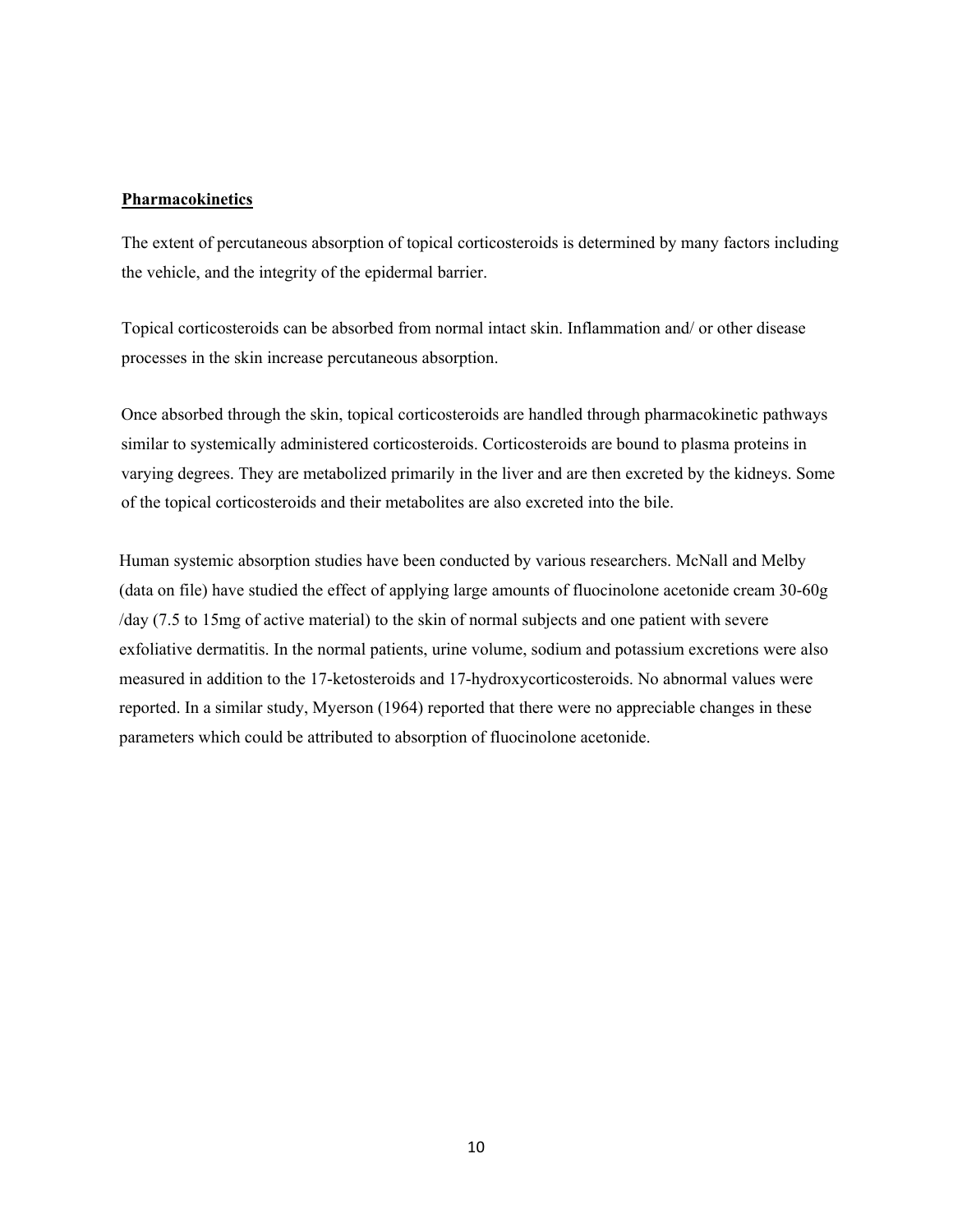## Pharmacokinetics

The extent of percutaneous absorption of topical corticosteroids is determined by many factors including the vehicle, and the integrity of the epidermal barrier.

Topical corticosteroids can be absorbed from normal intact skin. Inflammation and/ or other disease processes in the skin increase percutaneous absorption.

Once absorbed through the skin, topical corticosteroids are handled through pharmacokinetic pathways similar to systemically administered corticosteroids. Corticosteroids are bound to plasma proteins in varying degrees. They are metabolized primarily in the liver and are then excreted by the kidneys. Some of the topical corticosteroids and their metabolites are also excreted into the bile.

Human systemic absorption studies have been conducted by various researchers. McNall and Melby (data on file) have studied the effect of applying large amounts of fluocinolone acetonide cream 30-60g /day (7.5 to 15mg of active material) to the skin of normal subjects and one patient with severe exfoliative dermatitis. In the normal patients, urine volume, sodium and potassium excretions were also measured in addition to the 17-ketosteroids and 17-hydroxycorticosteroids. No abnormal values were reported. In a similar study, Myerson (1964) reported that there were no appreciable changes in these parameters which could be attributed to absorption of fluocinolone acetonide.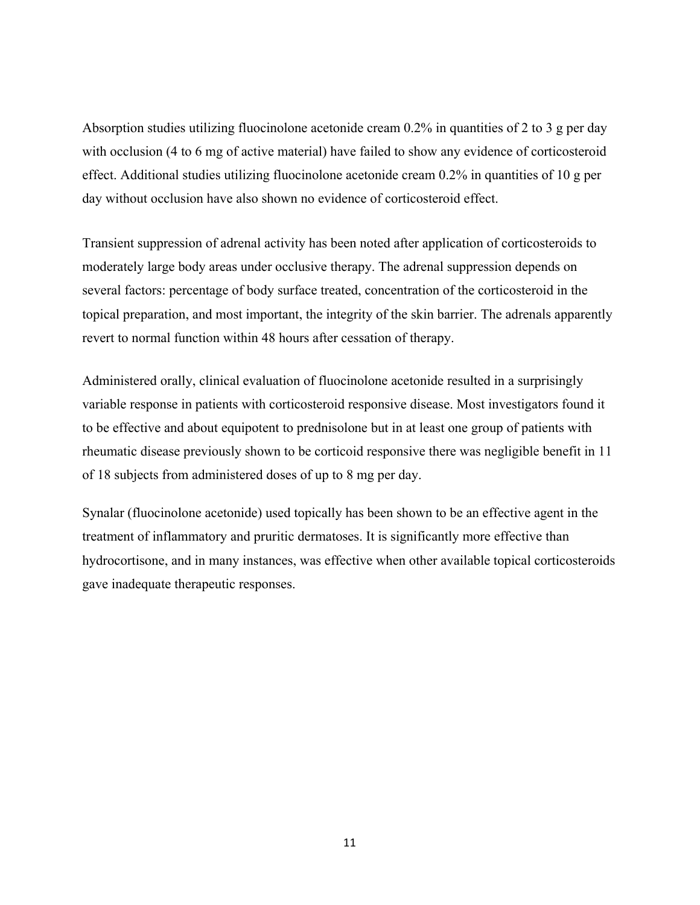Absorption studies utilizing fluocinolone acetonide cream 0.2% in quantities of 2 to 3 g per day with occlusion (4 to 6 mg of active material) have failed to show any evidence of corticosteroid effect. Additional studies utilizing fluocinolone acetonide cream 0.2% in quantities of 10 g per day without occlusion have also shown no evidence of corticosteroid effect.

Transient suppression of adrenal activity has been noted after application of corticosteroids to moderately large body areas under occlusive therapy. The adrenal suppression depends on several factors: percentage of body surface treated, concentration of the corticosteroid in the topical preparation, and most important, the integrity of the skin barrier. The adrenals apparently revert to normal function within 48 hours after cessation of therapy.

Administered orally, clinical evaluation of fluocinolone acetonide resulted in a surprisingly variable response in patients with corticosteroid responsive disease. Most investigators found it to be effective and about equipotent to prednisolone but in at least one group of patients with rheumatic disease previously shown to be corticoid responsive there was negligible benefit in 11 of 18 subjects from administered doses of up to 8 mg per day.

Synalar (fluocinolone acetonide) used topically has been shown to be an effective agent in the treatment of inflammatory and pruritic dermatoses. It is significantly more effective than hydrocortisone, and in many instances, was effective when other available topical corticosteroids gave inadequate therapeutic responses.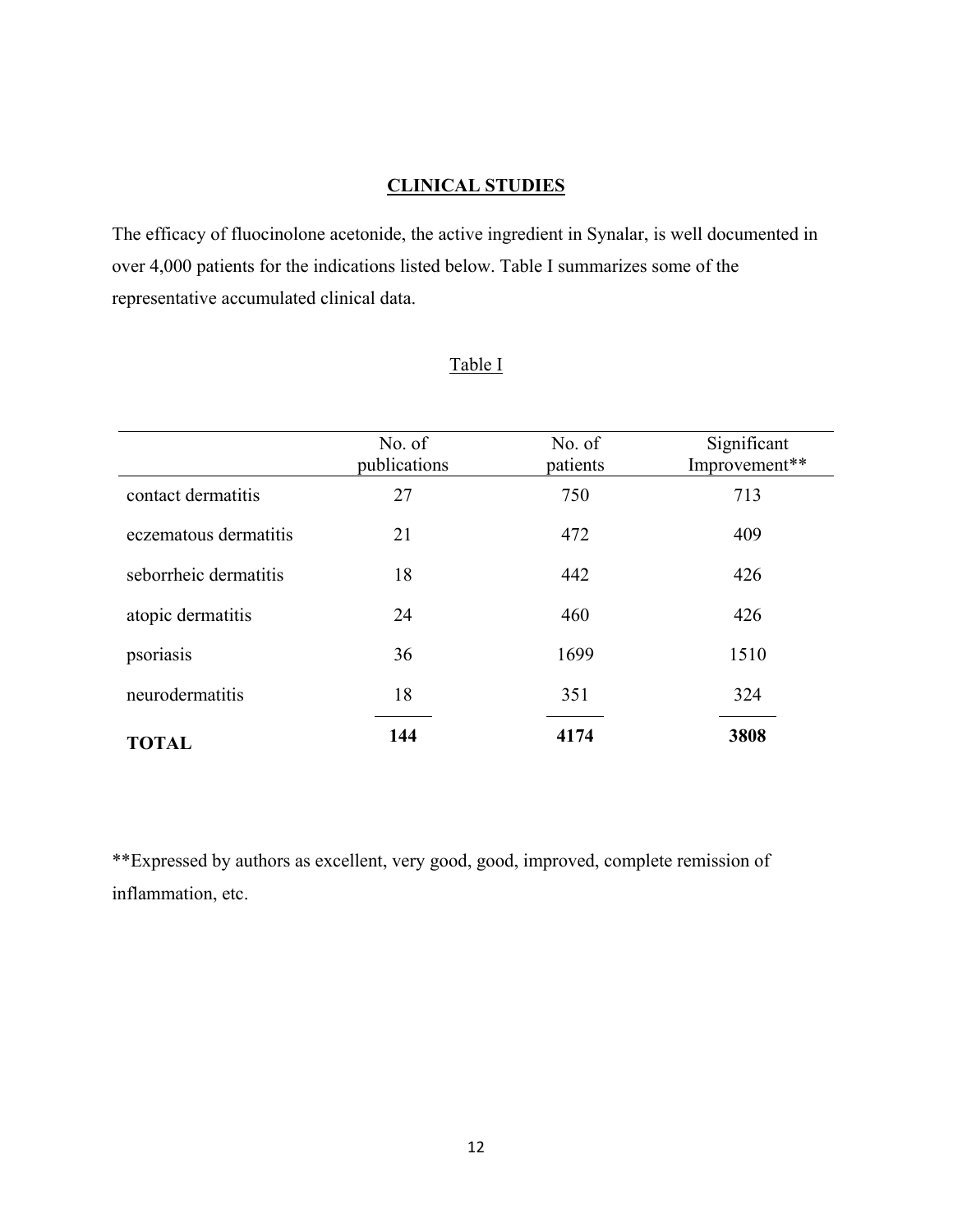## CLINICAL STUDIES

The efficacy of fluocinolone acetonide, the active ingredient in Synalar, is well documented in over 4,000 patients for the indications listed below. Table I summarizes some of the representative accumulated clinical data.

Table I

| | No. of publications | No. of patients | Significant Improvement** |
|---|---|---|---|
| contact dermatitis | 27 | 750 | 713 |
| eczematous dermatitis | 21 | 472 | 409 |
| seborrheic dermatitis | 18 | 442 | 426 |
| atopic dermatitis | 24 | 460 | 426 |
| psoriasis | 36 | 1699 | 1510 |
| neurodermatitis | 18 | 351 | 324 |
| **TOTAL** | **144** | **4174** | **3808** |

**Expressed by authors as excellent, very good, good, improved, complete remission of inflammation, etc.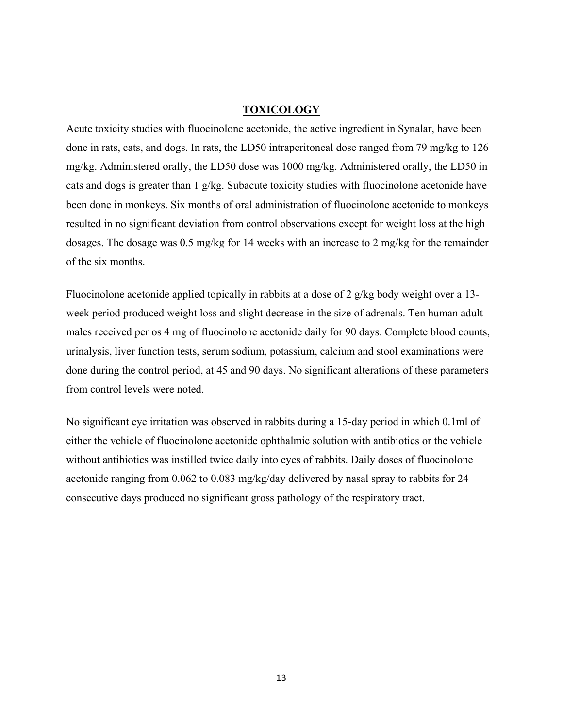## TOXICOLOGY

Acute toxicity studies with fluocinolone acetonide, the active ingredient in Synalar, have been done in rats, cats, and dogs. In rats, the LD50 intraperitoneal dose ranged from 79 mg/kg to 126 mg/kg. Administered orally, the LD50 dose was 1000 mg/kg. Administered orally, the LD50 in cats and dogs is greater than 1 g/kg. Subacute toxicity studies with fluocinolone acetonide have been done in monkeys. Six months of oral administration of fluocinolone acetonide to monkeys resulted in no significant deviation from control observations except for weight loss at the high dosages. The dosage was 0.5 mg/kg for 14 weeks with an increase to 2 mg/kg for the remainder of the six months.

Fluocinolone acetonide applied topically in rabbits at a dose of 2 g/kg body weight over a 13-week period produced weight loss and slight decrease in the size of adrenals. Ten human adult males received per os 4 mg of fluocinolone acetonide daily for 90 days. Complete blood counts, urinalysis, liver function tests, serum sodium, potassium, calcium and stool examinations were done during the control period, at 45 and 90 days. No significant alterations of these parameters from control levels were noted.

No significant eye irritation was observed in rabbits during a 15-day period in which 0.1ml of either the vehicle of fluocinolone acetonide ophthalmic solution with antibiotics or the vehicle without antibiotics was instilled twice daily into eyes of rabbits. Daily doses of fluocinolone acetonide ranging from 0.062 to 0.083 mg/kg/day delivered by nasal spray to rabbits for 24 consecutive days produced no significant gross pathology of the respiratory tract.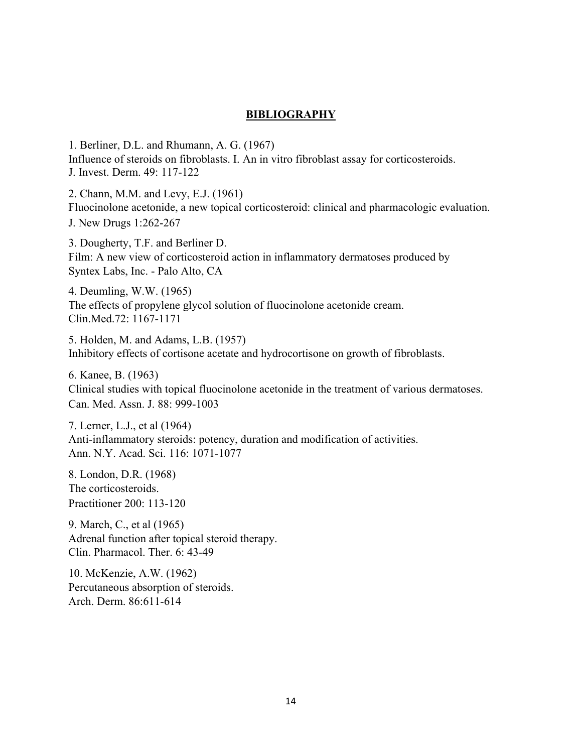# BIBLIOGRAPHY

1. Berliner, D.L. and Rhumann, A. G. (1967)
Influence of steroids on fibroblasts. I. An in vitro fibroblast assay for corticosteroids.
J. Invest. Derm. 49: 117-122

2. Chann, M.M. and Levy, E.J. (1961)
Fluocinolone acetonide, a new topical corticosteroid: clinical and pharmacologic evaluation.
J. New Drugs 1:262-267

3. Dougherty, T.F. and Berliner D.
Film: A new view of corticosteroid action in inflammatory dermatoses produced by
Syntex Labs, Inc. - Palo Alto, CA

4. Deumling, W.W. (1965)
The effects of propylene glycol solution of fluocinolone acetonide cream.
Clin.Med.72: 1167-1171

5. Holden, M. and Adams, L.B. (1957)
Inhibitory effects of cortisone acetate and hydrocortisone on growth of fibroblasts.

6. Kanee, B. (1963)
Clinical studies with topical fluocinolone acetonide in the treatment of various dermatoses.
Can. Med. Assn. J. 88: 999-1003

7. Lerner, L.J., et al (1964)
Anti-inflammatory steroids: potency, duration and modification of activities.
Ann. N.Y. Acad. Sci. 116: 1071-1077

8. London, D.R. (1968)
The corticosteroids.
Practitioner 200: 113-120

9. March, C., et al (1965)
Adrenal function after topical steroid therapy.
Clin. Pharmacol. Ther. 6: 43-49

10. McKenzie, A.W. (1962)
Percutaneous absorption of steroids.
Arch. Derm. 86:611-614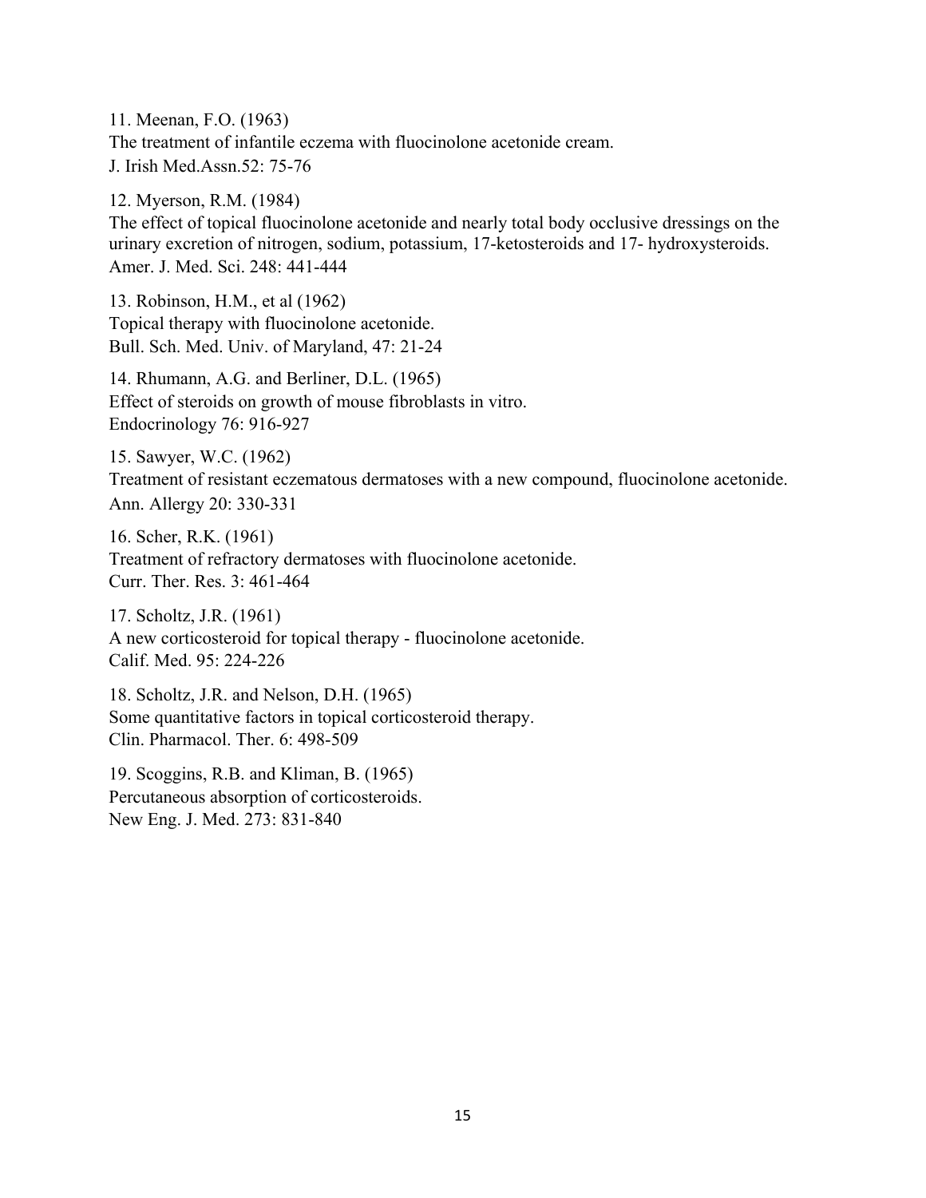11. Meenan, F.O. (1963)
The treatment of infantile eczema with fluocinolone acetonide cream.
J. Irish Med.Assn.52: 75-76

12. Myerson, R.M. (1984)
The effect of topical fluocinolone acetonide and nearly total body occlusive dressings on the urinary excretion of nitrogen, sodium, potassium, 17-ketosteroids and 17- hydroxysteroids.
Amer. J. Med. Sci. 248: 441-444

13. Robinson, H.M., et al (1962)
Topical therapy with fluocinolone acetonide.
Bull. Sch. Med. Univ. of Maryland, 47: 21-24

14. Rhumann, A.G. and Berliner, D.L. (1965)
Effect of steroids on growth of mouse fibroblasts in vitro.
Endocrinology 76: 916-927

15. Sawyer, W.C. (1962)
Treatment of resistant eczematous dermatoses with a new compound, fluocinolone acetonide.
Ann. Allergy 20: 330-331

16. Scher, R.K. (1961)
Treatment of refractory dermatoses with fluocinolone acetonide.
Curr. Ther. Res. 3: 461-464

17. Scholtz, J.R. (1961)
A new corticosteroid for topical therapy - fluocinolone acetonide.
Calif. Med. 95: 224-226

18. Scholtz, J.R. and Nelson, D.H. (1965)
Some quantitative factors in topical corticosteroid therapy.
Clin. Pharmacol. Ther. 6: 498-509

19. Scoggins, R.B. and Kliman, B. (1965)
Percutaneous absorption of corticosteroids.
New Eng. J. Med. 273: 831-840